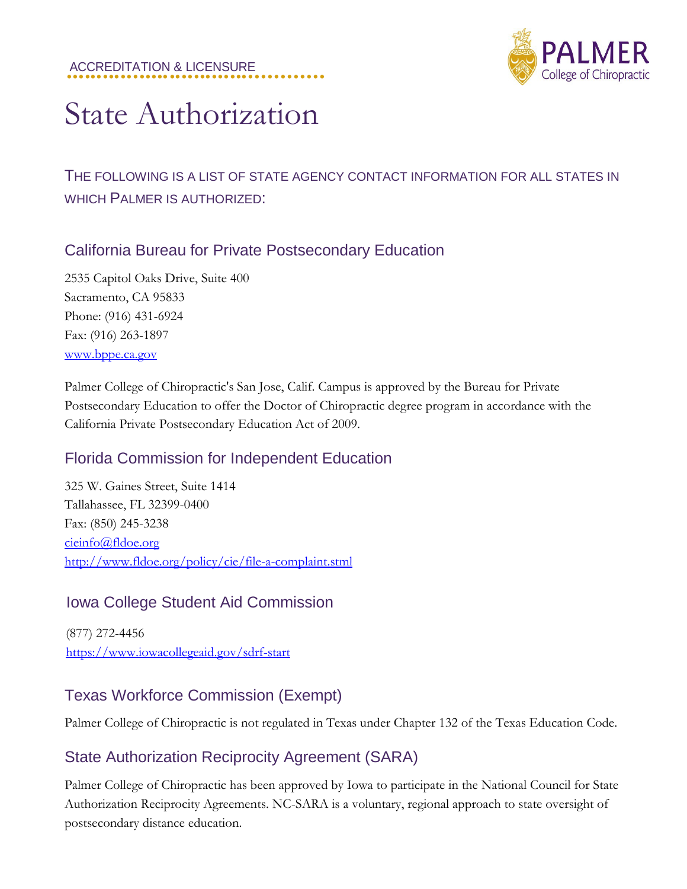ACCREDITATION & LICENSURE

# State Authorization

THE FOLLOWING IS A LIST OF STATE AGENCY CONTACT INFORMATION FOR ALL STATES IN WHICH PALMER IS AUTHORIZED:

## California Bureau for Private Postsecondary Education

2535 Capitol Oaks Drive, Suite 400
Sacramento, CA 95833
Phone: (916) 431-6924
Fax: (916) 263-1897
www.bppe.ca.gov

Palmer College of Chiropractic's San Jose, Calif. Campus is approved by the Bureau for Private Postsecondary Education to offer the Doctor of Chiropractic degree program in accordance with the California Private Postsecondary Education Act of 2009.

## Florida Commission for Independent Education

325 W. Gaines Street, Suite 1414
Tallahassee, FL 32399-0400
Fax: (850) 245-3238
cieinfo@fldoe.org
http://www.fldoe.org/policy/cie/file-a-complaint.stml

## Iowa College Student Aid Commission

(877) 272-4456
https://www.iowacollegeaid.gov/sdrf-start

## Texas Workforce Commission (Exempt)

Palmer College of Chiropractic is not regulated in Texas under Chapter 132 of the Texas Education Code.

## State Authorization Reciprocity Agreement (SARA)

Palmer College of Chiropractic has been approved by Iowa to participate in the National Council for State Authorization Reciprocity Agreements. NC-SARA is a voluntary, regional approach to state oversight of postsecondary distance education.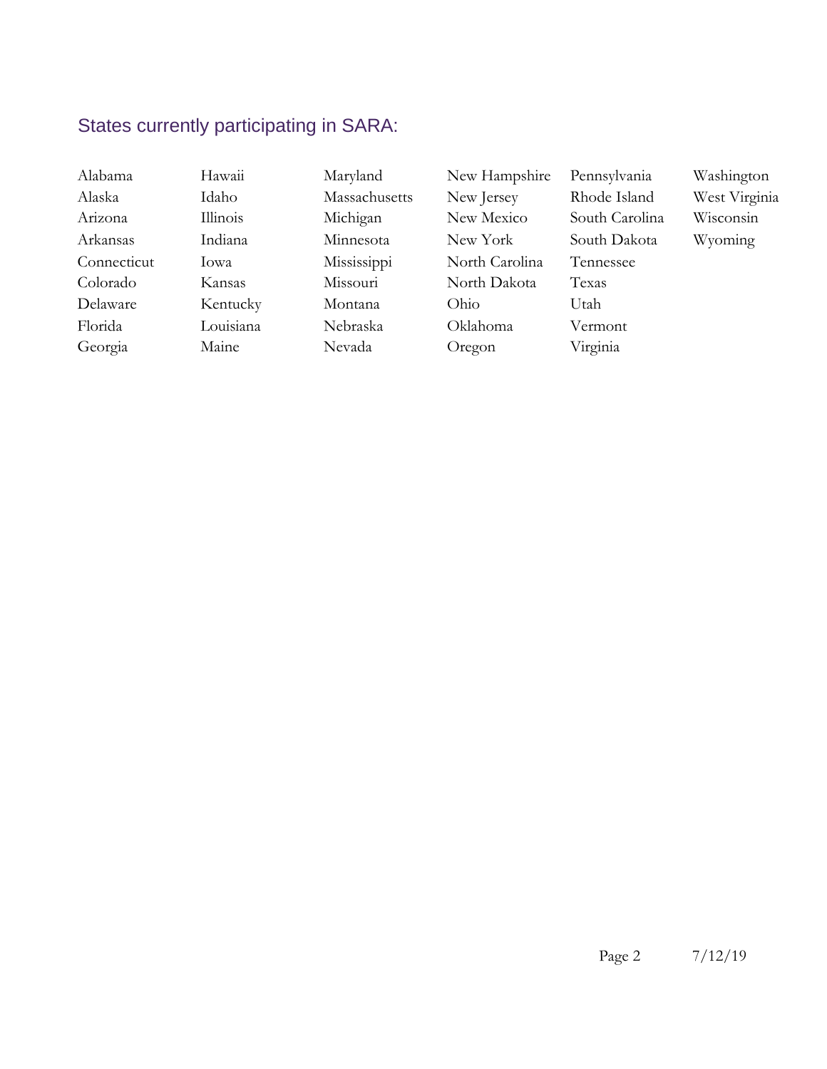## States currently participating in SARA:

| | | | | | |
|---|---|---|---|---|---|
| Alabama | Hawaii | Maryland | New Hampshire | Pennsylvania | Washington |
| Alaska | Idaho | Massachusetts | New Jersey | Rhode Island | West Virginia |
| Arizona | Illinois | Michigan | New Mexico | South Carolina | Wisconsin |
| Arkansas | Indiana | Minnesota | New York | South Dakota | Wyoming |
| Connecticut | Iowa | Mississippi | North Carolina | Tennessee | |
| Colorado | Kansas | Missouri | North Dakota | Texas | |
| Delaware | Kentucky | Montana | Ohio | Utah | |
| Florida | Louisiana | Nebraska | Oklahoma | Vermont | |
| Georgia | Maine | Nevada | Oregon | Virginia | |

7/12/19